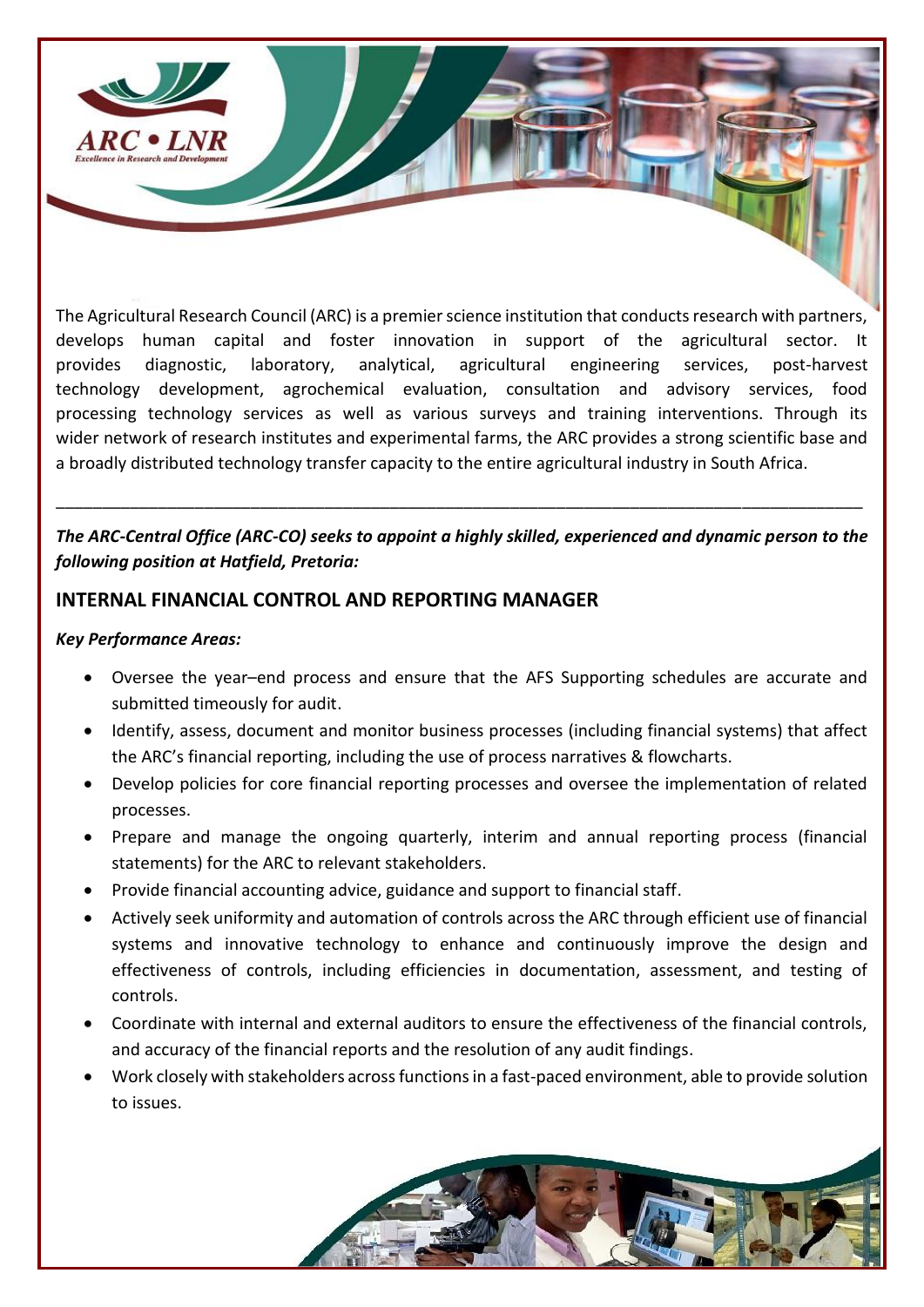ARC • LNR
Excellence in Research and Development

The Agricultural Research Council (ARC) is a premier science institution that conducts research with partners, develops human capital and foster innovation in support of the agricultural sector. It provides diagnostic, laboratory, analytical, agricultural engineering services, post-harvest technology development, agrochemical evaluation, consultation and advisory services, food processing technology services as well as various surveys and training interventions. Through its wider network of research institutes and experimental farms, the ARC provides a strong scientific base and a broadly distributed technology transfer capacity to the entire agricultural industry in South Africa.

---

***The ARC-Central Office (ARC-CO) seeks to appoint a highly skilled, experienced and dynamic person to the following position at Hatfield, Pretoria:***

## INTERNAL FINANCIAL CONTROL AND REPORTING MANAGER

***Key Performance Areas:***

- Oversee the year–end process and ensure that the AFS Supporting schedules are accurate and submitted timeously for audit.
- Identify, assess, document and monitor business processes (including financial systems) that affect the ARC's financial reporting, including the use of process narratives & flowcharts.
- Develop policies for core financial reporting processes and oversee the implementation of related processes.
- Prepare and manage the ongoing quarterly, interim and annual reporting process (financial statements) for the ARC to relevant stakeholders.
- Provide financial accounting advice, guidance and support to financial staff.
- Actively seek uniformity and automation of controls across the ARC through efficient use of financial systems and innovative technology to enhance and continuously improve the design and effectiveness of controls, including efficiencies in documentation, assessment, and testing of controls.
- Coordinate with internal and external auditors to ensure the effectiveness of the financial controls, and accuracy of the financial reports and the resolution of any audit findings.
- Work closely with stakeholders across functions in a fast-paced environment, able to provide solution to issues.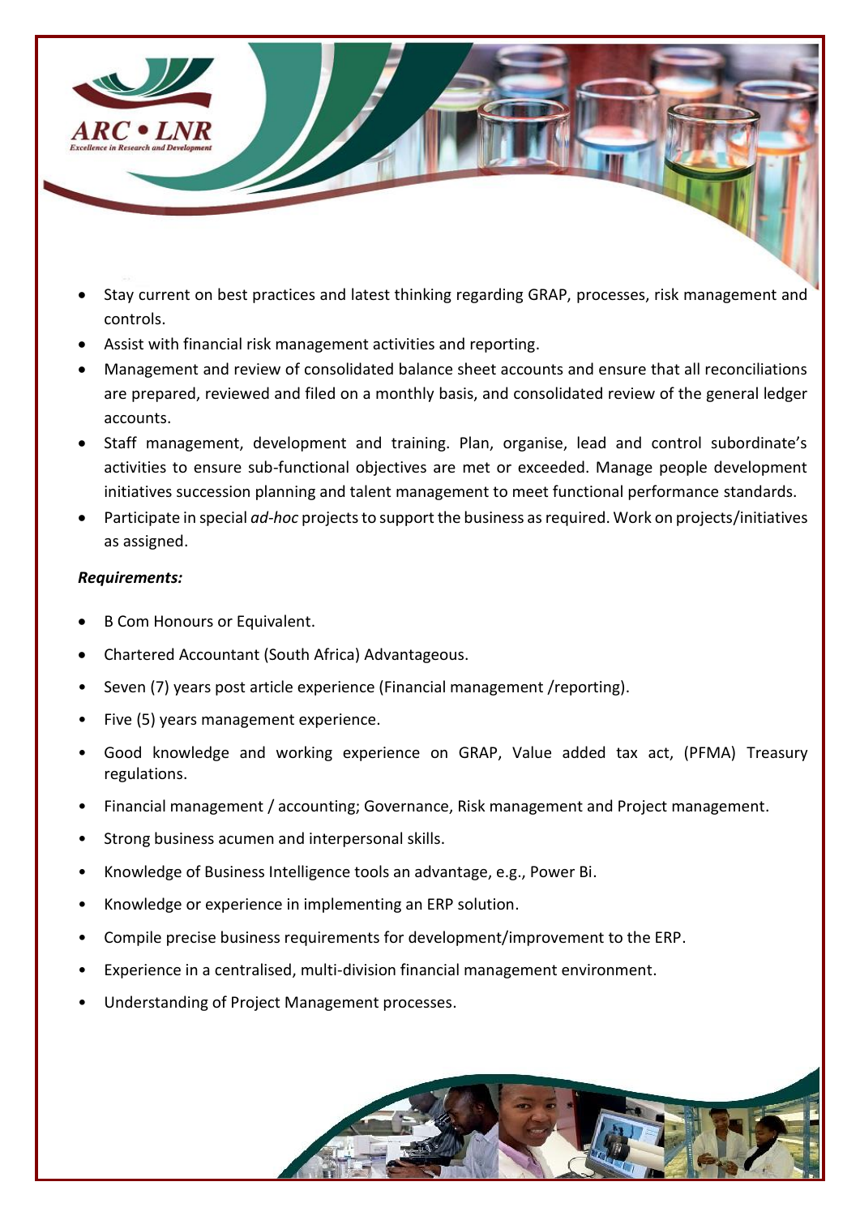- Stay current on best practices and latest thinking regarding GRAP, processes, risk management and controls.
- Assist with financial risk management activities and reporting.
- Management and review of consolidated balance sheet accounts and ensure that all reconciliations are prepared, reviewed and filed on a monthly basis, and consolidated review of the general ledger accounts.
- Staff management, development and training. Plan, organise, lead and control subordinate's activities to ensure sub-functional objectives are met or exceeded. Manage people development initiatives succession planning and talent management to meet functional performance standards.
- Participate in special *ad-hoc* projects to support the business as required. Work on projects/initiatives as assigned.

***Requirements:***

- B Com Honours or Equivalent.
- Chartered Accountant (South Africa) Advantageous.
- Seven (7) years post article experience (Financial management /reporting).
- Five (5) years management experience.
- Good knowledge and working experience on GRAP, Value added tax act, (PFMA) Treasury regulations.
- Financial management / accounting; Governance, Risk management and Project management.
- Strong business acumen and interpersonal skills.
- Knowledge of Business Intelligence tools an advantage, e.g., Power Bi.
- Knowledge or experience in implementing an ERP solution.
- Compile precise business requirements for development/improvement to the ERP.
- Experience in a centralised, multi-division financial management environment.
- Understanding of Project Management processes.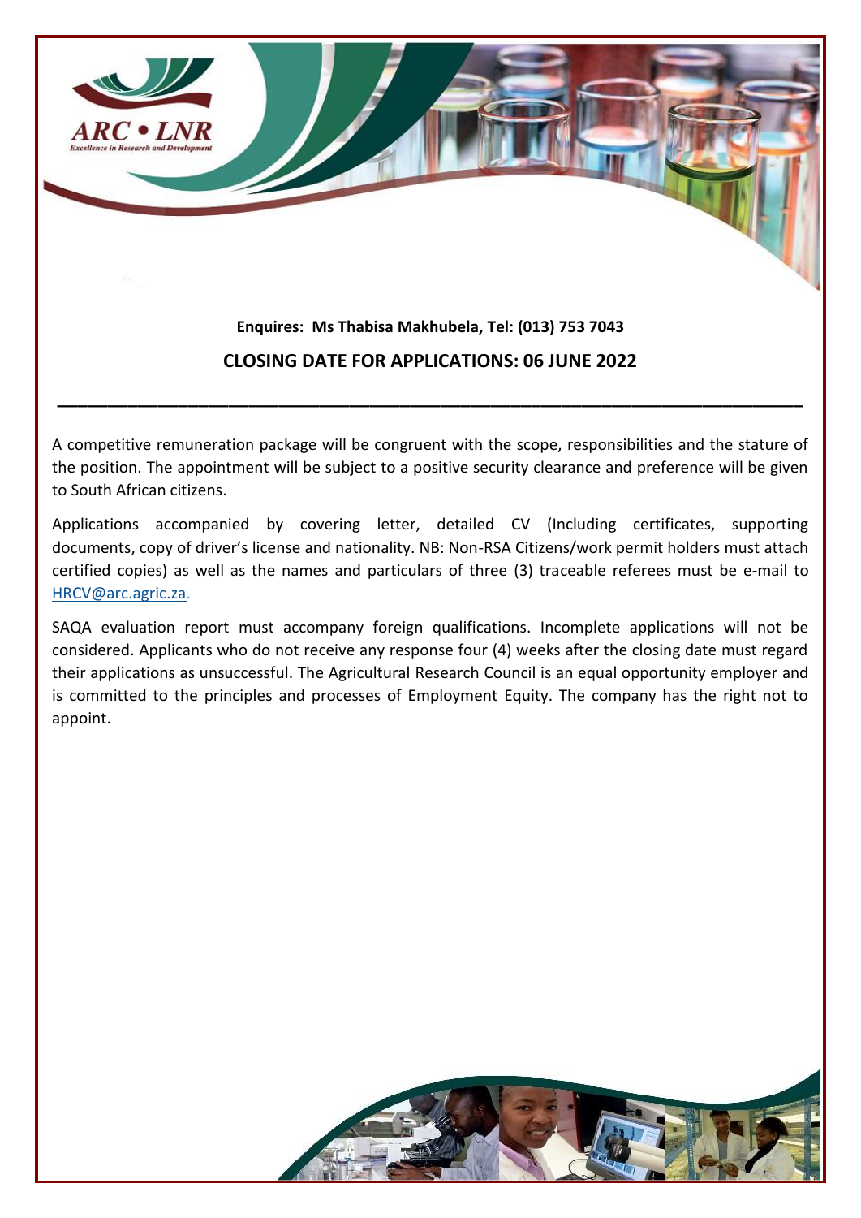**Enquires: Ms Thabisa Makhubela, Tel: (013) 753 7043**

**CLOSING DATE FOR APPLICATIONS: 06 JUNE 2022**

---

A competitive remuneration package will be congruent with the scope, responsibilities and the stature of the position. The appointment will be subject to a positive security clearance and preference will be given to South African citizens.

Applications accompanied by covering letter, detailed CV (Including certificates, supporting documents, copy of driver's license and nationality. NB: Non-RSA Citizens/work permit holders must attach certified copies) as well as the names and particulars of three (3) traceable referees must be e-mail to HRCV@arc.agric.za.

SAQA evaluation report must accompany foreign qualifications. Incomplete applications will not be considered. Applicants who do not receive any response four (4) weeks after the closing date must regard their applications as unsuccessful. The Agricultural Research Council is an equal opportunity employer and is committed to the principles and processes of Employment Equity. The company has the right not to appoint.